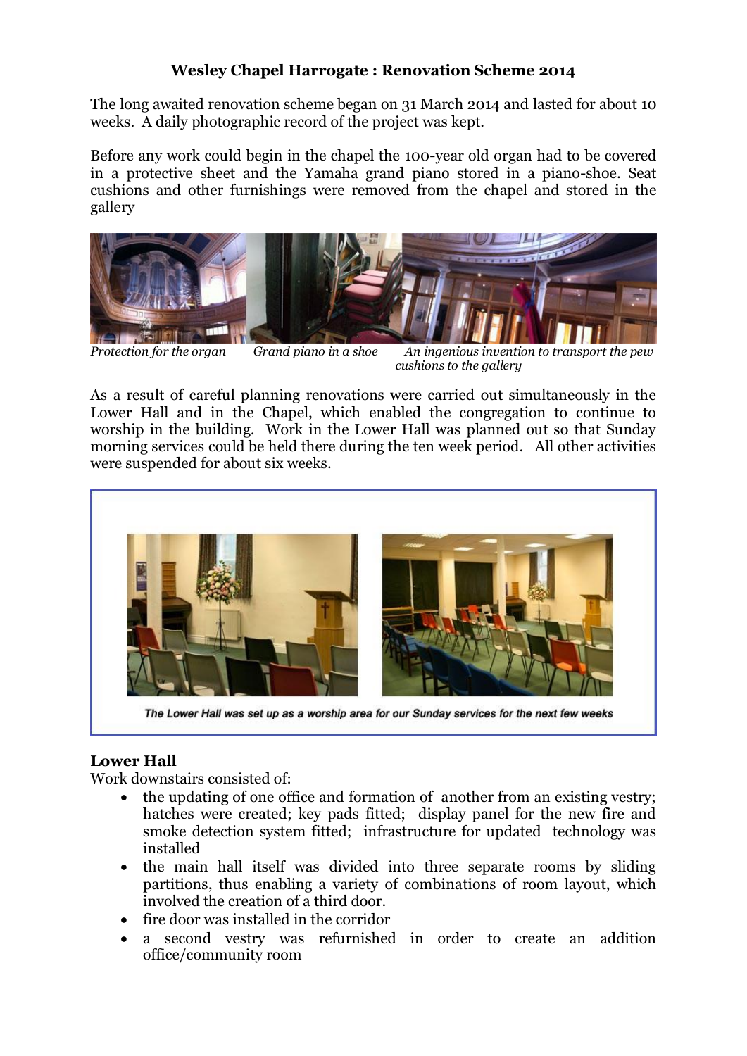**Wesley Chapel Harrogate : Renovation Scheme 2014**

The long awaited renovation scheme began on 31 March 2014 and lasted for about 10 weeks. A daily photographic record of the project was kept.

Before any work could begin in the chapel the 100-year old organ had to be covered in a protective sheet and the Yamaha grand piano stored in a piano-shoe. Seat cushions and other furnishings were removed from the chapel and stored in the gallery

*Protection for the organ* *Grand piano in a shoe* *An ingenious invention to transport the pew cushions to the gallery*

As a result of careful planning renovations were carried out simultaneously in the Lower Hall and in the Chapel, which enabled the congregation to continue to worship in the building. Work in the Lower Hall was planned out so that Sunday morning services could be held there during the ten week period. All other activities were suspended for about six weeks.

*The Lower Hall was set up as a worship area for our Sunday services for the next few weeks*

**Lower Hall**

Work downstairs consisted of:

- the updating of one office and formation of another from an existing vestry; hatches were created; key pads fitted; display panel for the new fire and smoke detection system fitted; infrastructure for updated technology was installed
- the main hall itself was divided into three separate rooms by sliding partitions, thus enabling a variety of combinations of room layout, which involved the creation of a third door.
- fire door was installed in the corridor
- a second vestry was refurnished in order to create an addition office/community room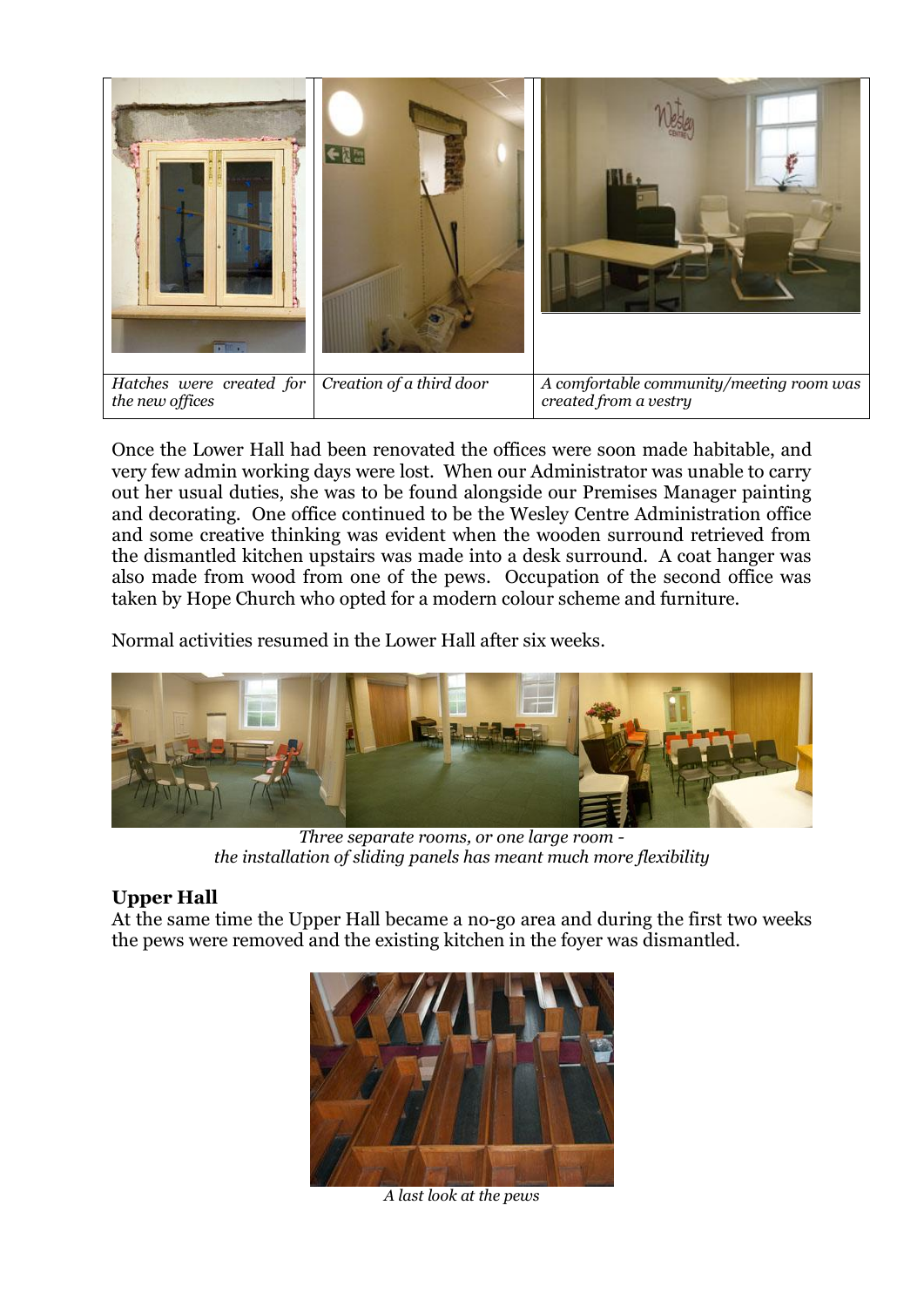| Hatches were created for the new offices | Creation of a third door | A comfortable community/meeting room was created from a vestry |
| --- | --- | --- |

Once the Lower Hall had been renovated the offices were soon made habitable, and very few admin working days were lost. When our Administrator was unable to carry out her usual duties, she was to be found alongside our Premises Manager painting and decorating. One office continued to be the Wesley Centre Administration office and some creative thinking was evident when the wooden surround retrieved from the dismantled kitchen upstairs was made into a desk surround. A coat hanger was also made from wood from one of the pews. Occupation of the second office was taken by Hope Church who opted for a modern colour scheme and furniture.

Normal activities resumed in the Lower Hall after six weeks.

*Three separate rooms, or one large room - the installation of sliding panels has meant much more flexibility*

## Upper Hall

At the same time the Upper Hall became a no-go area and during the first two weeks the pews were removed and the existing kitchen in the foyer was dismantled.

*A last look at the pews*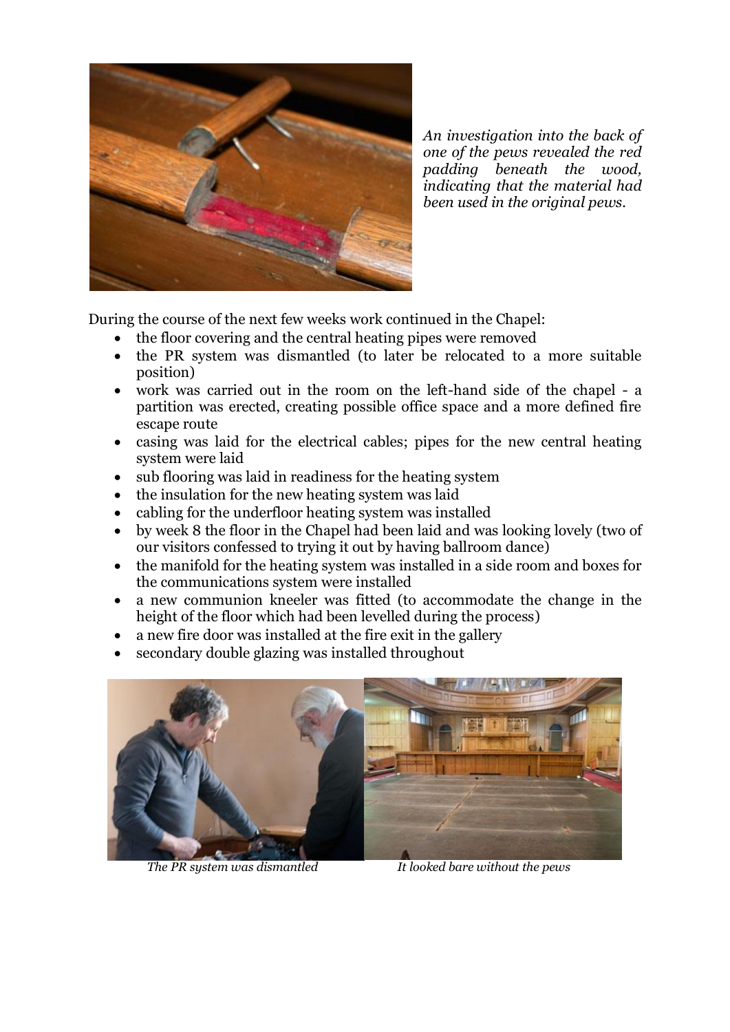*An investigation into the back of one of the pews revealed the red padding beneath the wood, indicating that the material had been used in the original pews.*

During the course of the next few weeks work continued in the Chapel:

- the floor covering and the central heating pipes were removed
- the PR system was dismantled (to later be relocated to a more suitable position)
- work was carried out in the room on the left-hand side of the chapel - a partition was erected, creating possible office space and a more defined fire escape route
- casing was laid for the electrical cables; pipes for the new central heating system were laid
- sub flooring was laid in readiness for the heating system
- the insulation for the new heating system was laid
- cabling for the underfloor heating system was installed
- by week 8 the floor in the Chapel had been laid and was looking lovely (two of our visitors confessed to trying it out by having ballroom dance)
- the manifold for the heating system was installed in a side room and boxes for the communications system were installed
- a new communion kneeler was fitted (to accommodate the change in the height of the floor which had been levelled during the process)
- a new fire door was installed at the fire exit in the gallery
- secondary double glazing was installed throughout

*The PR system was dismantled*

*It looked bare without the pews*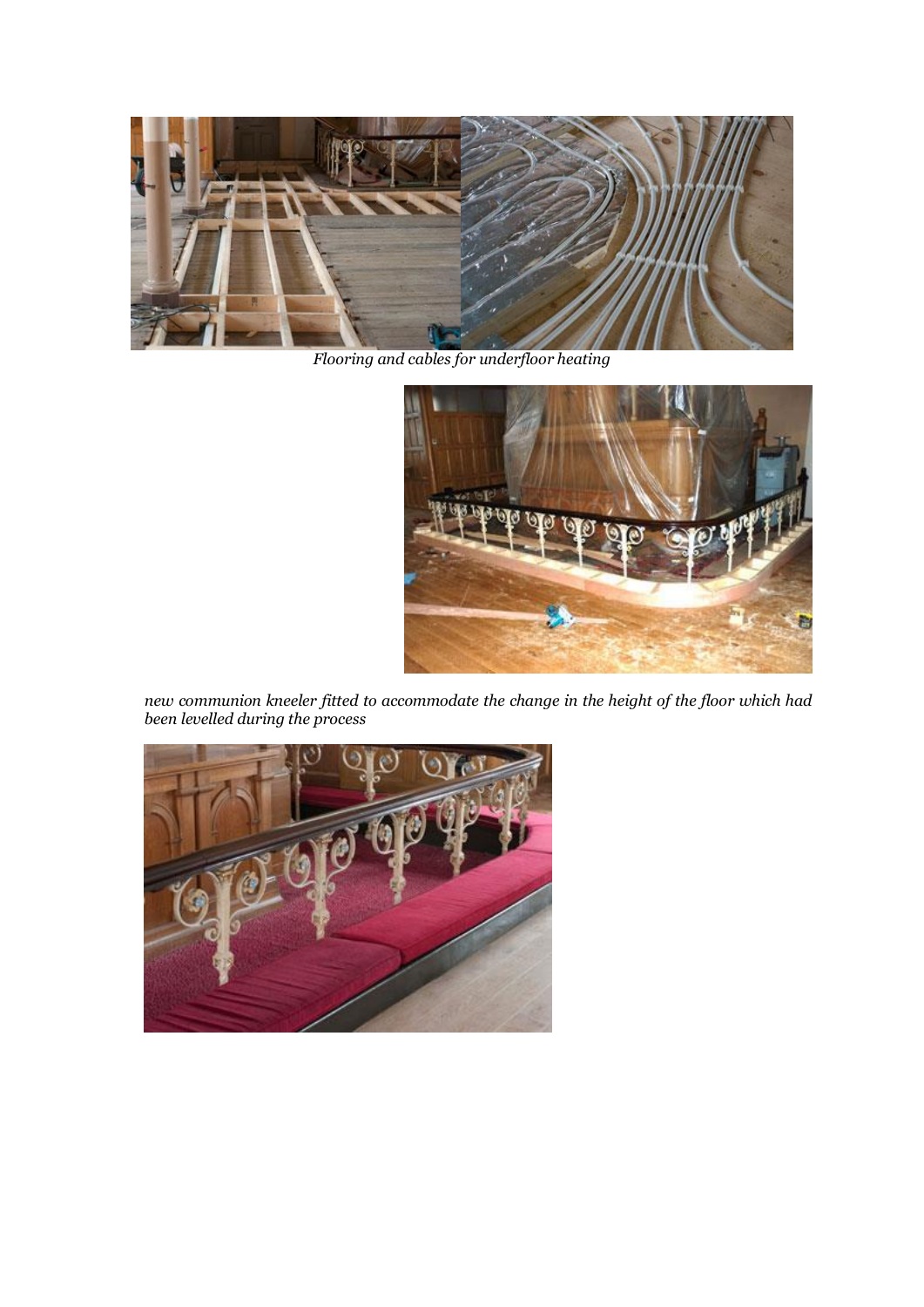*Flooring and cables for underfloor heating*

*new communion kneeler fitted to accommodate the change in the height of the floor which had been levelled during the process*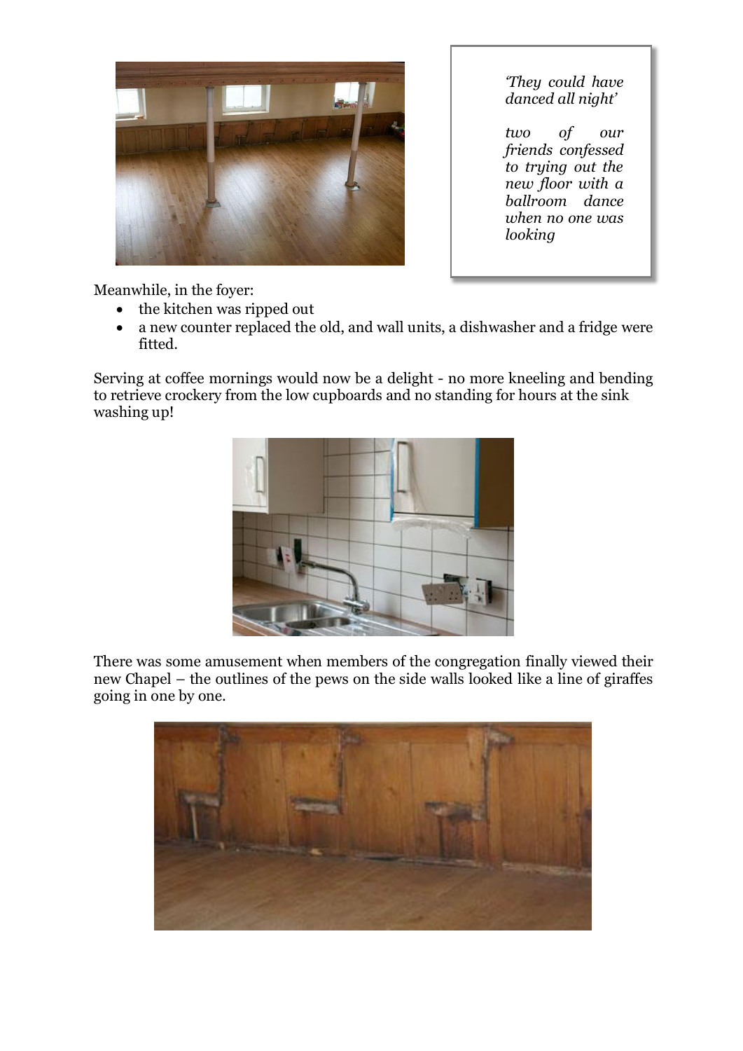> *'They could have danced all night'*
>
> *two of our friends confessed to trying out the new floor with a ballroom dance when no one was looking*

Meanwhile, in the foyer:

- the kitchen was ripped out
- a new counter replaced the old, and wall units, a dishwasher and a fridge were fitted.

Serving at coffee mornings would now be a delight - no more kneeling and bending to retrieve crockery from the low cupboards and no standing for hours at the sink washing up!

There was some amusement when members of the congregation finally viewed their new Chapel – the outlines of the pews on the side walls looked like a line of giraffes going in one by one.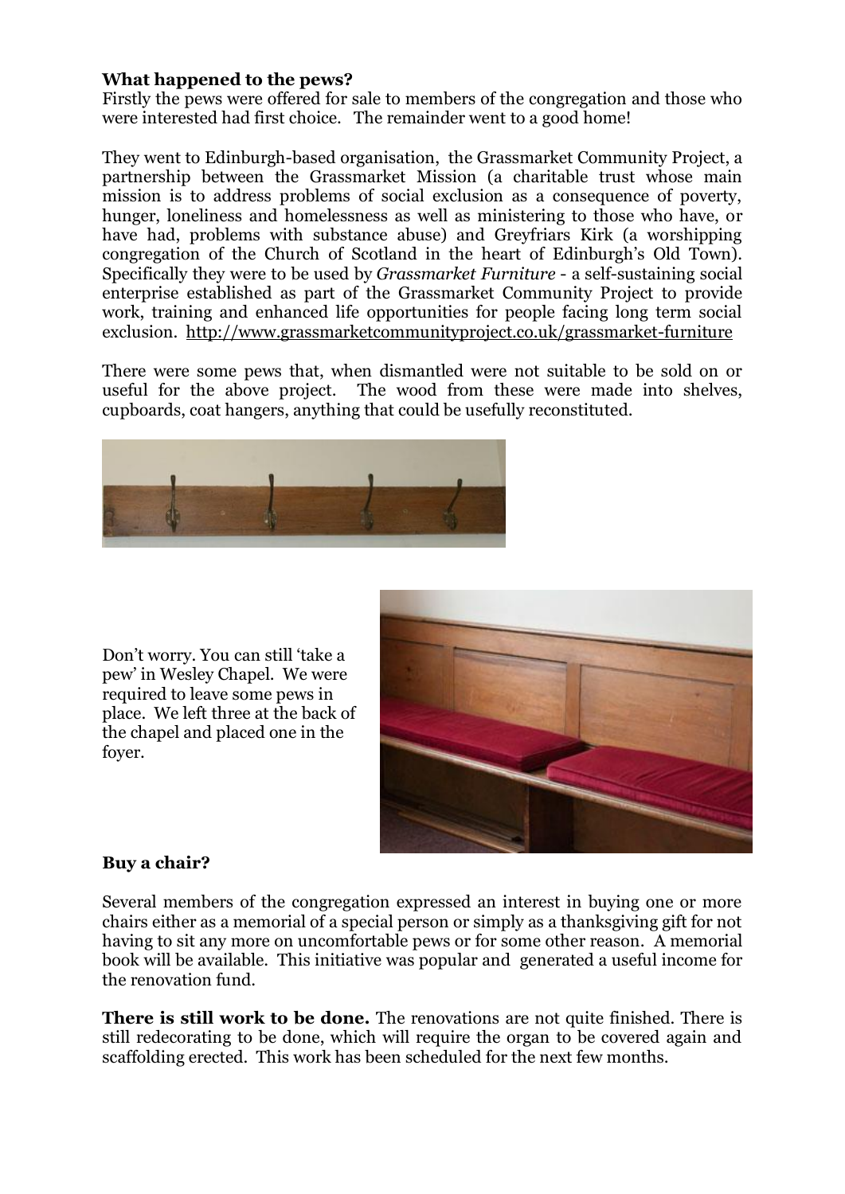**What happened to the pews?**

Firstly the pews were offered for sale to members of the congregation and those who were interested had first choice. The remainder went to a good home!

They went to Edinburgh-based organisation, the Grassmarket Community Project, a partnership between the Grassmarket Mission (a charitable trust whose main mission is to address problems of social exclusion as a consequence of poverty, hunger, loneliness and homelessness as well as ministering to those who have, or have had, problems with substance abuse) and Greyfriars Kirk (a worshipping congregation of the Church of Scotland in the heart of Edinburgh's Old Town). Specifically they were to be used by *Grassmarket Furniture* - a self-sustaining social enterprise established as part of the Grassmarket Community Project to provide work, training and enhanced life opportunities for people facing long term social exclusion. http://www.grassmarketcommunityproject.co.uk/grassmarket-furniture

There were some pews that, when dismantled were not suitable to be sold on or useful for the above project. The wood from these were made into shelves, cupboards, coat hangers, anything that could be usefully reconstituted.

Don't worry. You can still 'take a pew' in Wesley Chapel. We were required to leave some pews in place. We left three at the back of the chapel and placed one in the foyer.

**Buy a chair?**

Several members of the congregation expressed an interest in buying one or more chairs either as a memorial of a special person or simply as a thanksgiving gift for not having to sit any more on uncomfortable pews or for some other reason. A memorial book will be available. This initiative was popular and generated a useful income for the renovation fund.

**There is still work to be done.** The renovations are not quite finished. There is still redecorating to be done, which will require the organ to be covered again and scaffolding erected. This work has been scheduled for the next few months.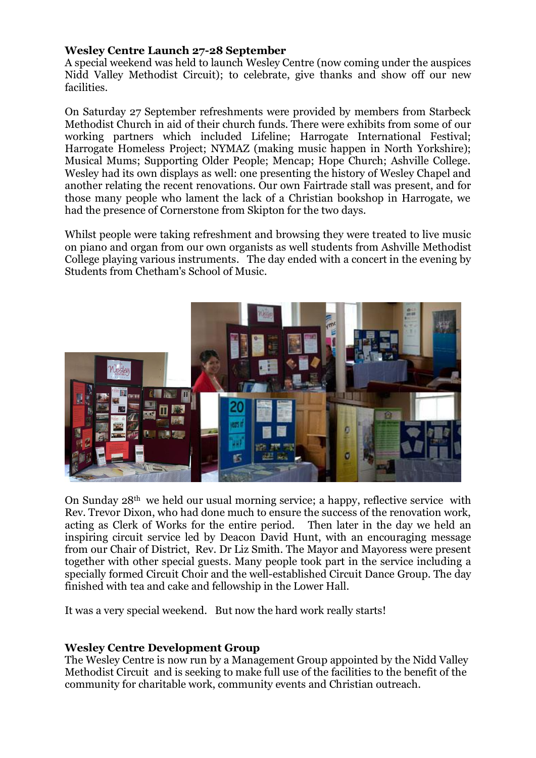**Wesley Centre Launch 27-28 September**

A special weekend was held to launch Wesley Centre (now coming under the auspices Nidd Valley Methodist Circuit); to celebrate, give thanks and show off our new facilities.

On Saturday 27 September refreshments were provided by members from Starbeck Methodist Church in aid of their church funds. There were exhibits from some of our working partners which included Lifeline; Harrogate International Festival; Harrogate Homeless Project; NYMAZ (making music happen in North Yorkshire); Musical Mums; Supporting Older People; Mencap; Hope Church; Ashville College. Wesley had its own displays as well: one presenting the history of Wesley Chapel and another relating the recent renovations. Our own Fairtrade stall was present, and for those many people who lament the lack of a Christian bookshop in Harrogate, we had the presence of Cornerstone from Skipton for the two days.

Whilst people were taking refreshment and browsing they were treated to live music on piano and organ from our own organists as well students from Ashville Methodist College playing various instruments. The day ended with a concert in the evening by Students from Chetham's School of Music.

On Sunday 28th we held our usual morning service; a happy, reflective service with Rev. Trevor Dixon, who had done much to ensure the success of the renovation work, acting as Clerk of Works for the entire period. Then later in the day we held an inspiring circuit service led by Deacon David Hunt, with an encouraging message from our Chair of District, Rev. Dr Liz Smith. The Mayor and Mayoress were present together with other special guests. Many people took part in the service including a specially formed Circuit Choir and the well-established Circuit Dance Group. The day finished with tea and cake and fellowship in the Lower Hall.

It was a very special weekend. But now the hard work really starts!

**Wesley Centre Development Group**

The Wesley Centre is now run by a Management Group appointed by the Nidd Valley Methodist Circuit and is seeking to make full use of the facilities to the benefit of the community for charitable work, community events and Christian outreach.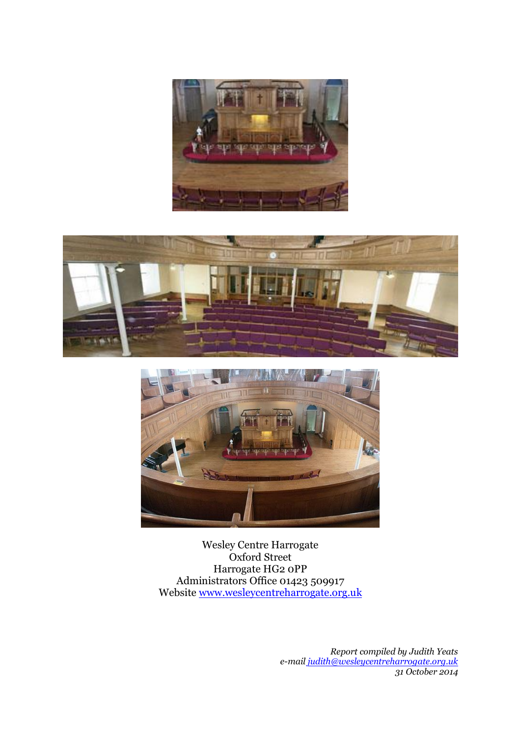Wesley Centre Harrogate
Oxford Street
Harrogate HG2 0PP
Administrators Office 01423 509917
Website www.wesleycentreharrogate.org.uk

*Report compiled by Judith Yeats*
*e-mail judith@wesleycentreharrogate.org.uk*
*31 October 2014*